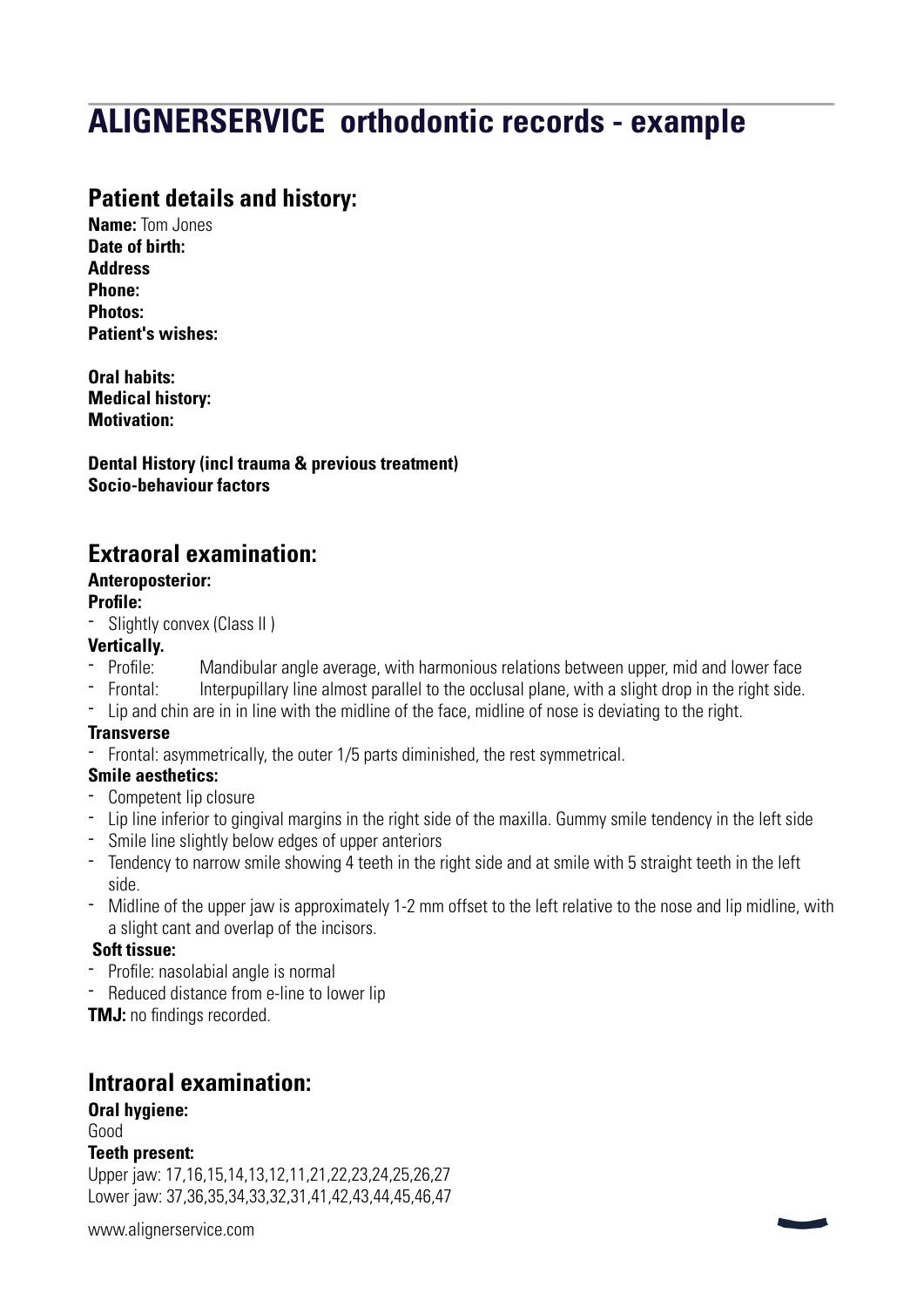# ALIGNERSERVICE orthodontic records - example

## Patient details and history:

**Name:** Tom Jones
**Date of birth:**
**Address**
**Phone:**
**Photos:**
**Patient's wishes:**

**Oral habits:**
**Medical history:**
**Motivation:**

**Dental History (incl trauma & previous treatment)**
**Socio-behaviour factors**

## Extraoral examination:

**Anteroposterior:**
**Profile:**

- Slightly convex (Class II )

**Vertically.**

- Profile: Mandibular angle average, with harmonious relations between upper, mid and lower face
- Frontal: Interpupillary line almost parallel to the occlusal plane, with a slight drop in the right side.
- Lip and chin are in in line with the midline of the face, midline of nose is deviating to the right.

**Transverse**

- Frontal: asymmetrically, the outer 1/5 parts diminished, the rest symmetrical.

**Smile aesthetics:**

- Competent lip closure
- Lip line inferior to gingival margins in the right side of the maxilla. Gummy smile tendency in the left side
- Smile line slightly below edges of upper anteriors
- Tendency to narrow smile showing 4 teeth in the right side and at smile with 5 straight teeth in the left side.
- Midline of the upper jaw is approximately 1-2 mm offset to the left relative to the nose and lip midline, with a slight cant and overlap of the incisors.

**Soft tissue:**

- Profile: nasolabial angle is normal
- Reduced distance from e-line to lower lip

**TMJ:** no findings recorded.

## Intraoral examination:

**Oral hygiene:**
Good
**Teeth present:**
Upper jaw: 17,16,15,14,13,12,11,21,22,23,24,25,26,27
Lower jaw: 37,36,35,34,33,32,31,41,42,43,44,45,46,47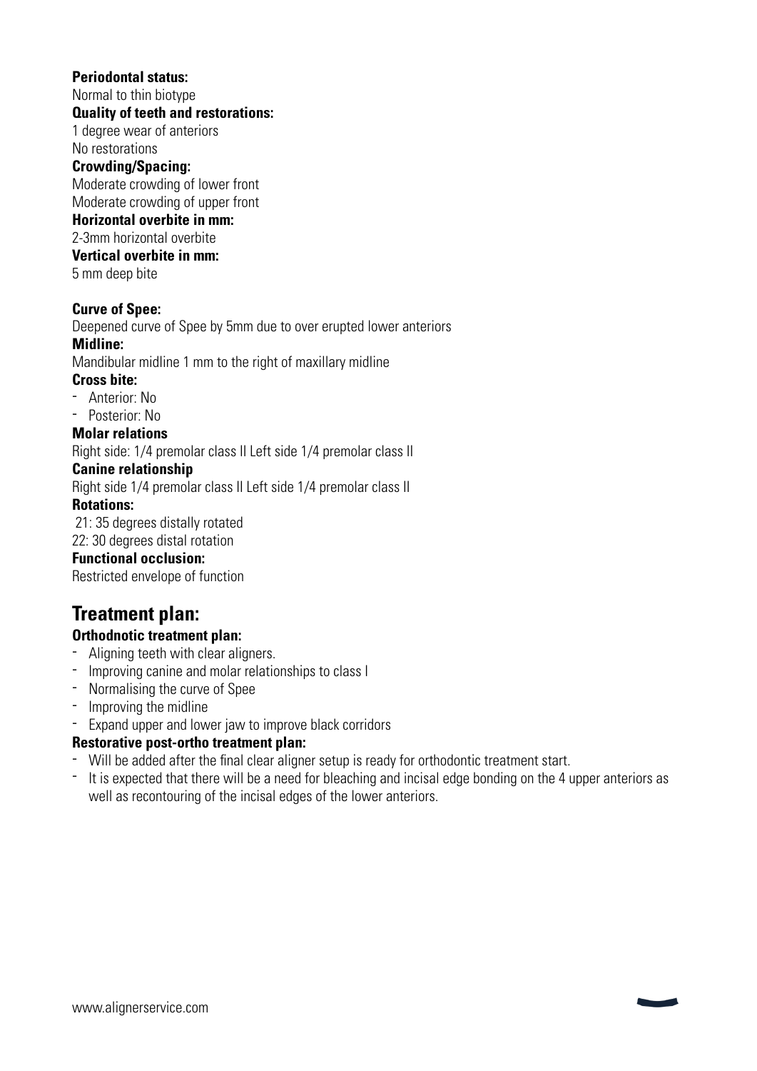**Periodontal status:**
Normal to thin biotype

**Quality of teeth and restorations:**
1 degree wear of anteriors
No restorations

**Crowding/Spacing:**
Moderate crowding of lower front
Moderate crowding of upper front

**Horizontal overbite in mm:**
2-3mm horizontal overbite

**Vertical overbite in mm:**
5 mm deep bite

**Curve of Spee:**
Deepened curve of Spee by 5mm due to over erupted lower anteriors

**Midline:**
Mandibular midline 1 mm to the right of maxillary midline

**Cross bite:**

- Anterior: No
- Posterior: No

**Molar relations**
Right side: 1/4 premolar class II Left side 1/4 premolar class II

**Canine relationship**
Right side 1/4 premolar class II Left side 1/4 premolar class II

**Rotations:**
21: 35 degrees distally rotated
22: 30 degrees distal rotation

**Functional occlusion:**
Restricted envelope of function

## Treatment plan:

**Orthodnotic treatment plan:**

- Aligning teeth with clear aligners.
- Improving canine and molar relationships to class I
- Normalising the curve of Spee
- Improving the midline
- Expand upper and lower jaw to improve black corridors

**Restorative post-ortho treatment plan:**

- Will be added after the final clear aligner setup is ready for orthodontic treatment start.
- It is expected that there will be a need for bleaching and incisal edge bonding on the 4 upper anteriors as well as recontouring of the incisal edges of the lower anteriors.